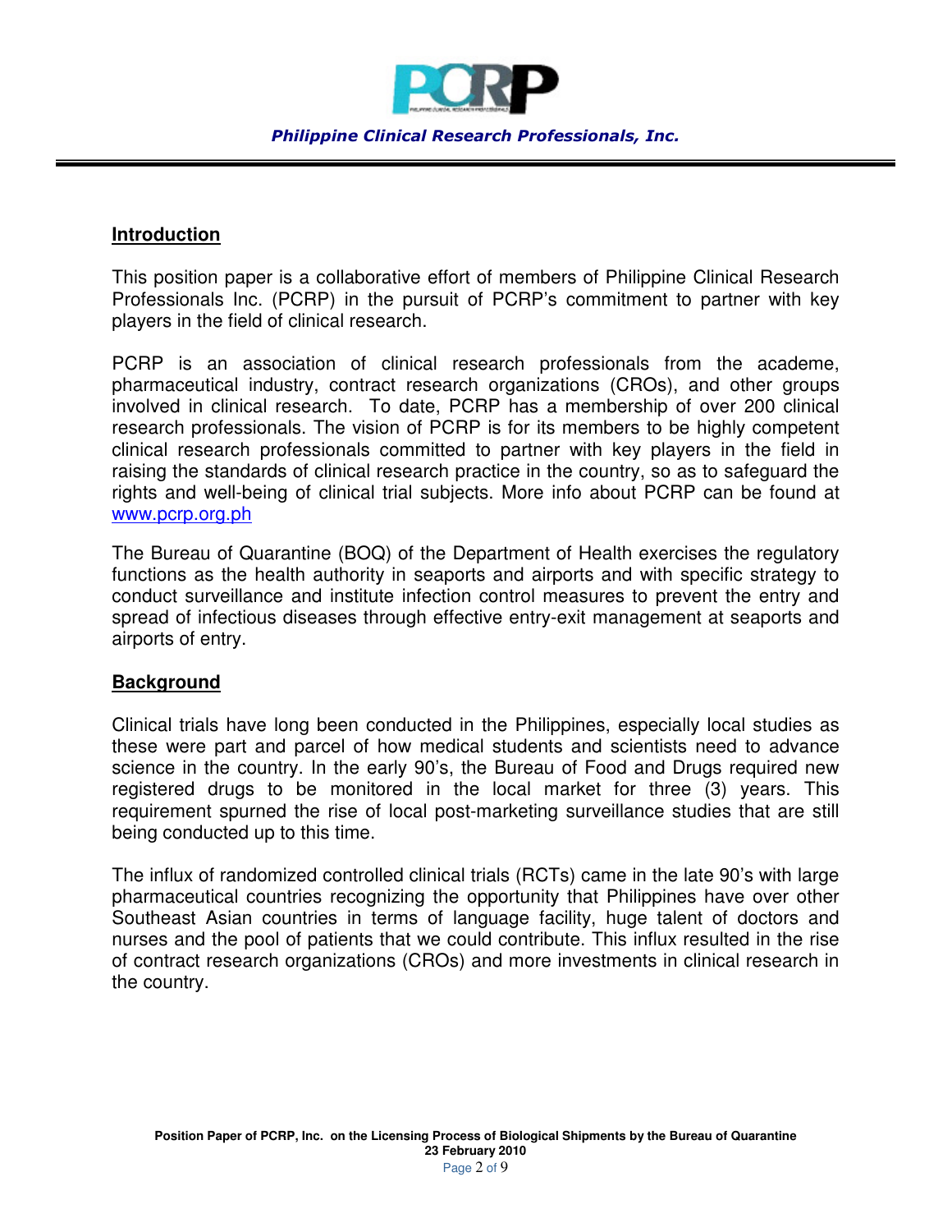## Introduction

This position paper is a collaborative effort of members of Philippine Clinical Research Professionals Inc. (PCRP) in the pursuit of PCRP's commitment to partner with key players in the field of clinical research.

PCRP is an association of clinical research professionals from the academe, pharmaceutical industry, contract research organizations (CROs), and other groups involved in clinical research. To date, PCRP has a membership of over 200 clinical research professionals. The vision of PCRP is for its members to be highly competent clinical research professionals committed to partner with key players in the field in raising the standards of clinical research practice in the country, so as to safeguard the rights and well-being of clinical trial subjects. More info about PCRP can be found at www.pcrp.org.ph

The Bureau of Quarantine (BOQ) of the Department of Health exercises the regulatory functions as the health authority in seaports and airports and with specific strategy to conduct surveillance and institute infection control measures to prevent the entry and spread of infectious diseases through effective entry-exit management at seaports and airports of entry.

## Background

Clinical trials have long been conducted in the Philippines, especially local studies as these were part and parcel of how medical students and scientists need to advance science in the country. In the early 90's, the Bureau of Food and Drugs required new registered drugs to be monitored in the local market for three (3) years. This requirement spurned the rise of local post-marketing surveillance studies that are still being conducted up to this time.

The influx of randomized controlled clinical trials (RCTs) came in the late 90's with large pharmaceutical countries recognizing the opportunity that Philippines have over other Southeast Asian countries in terms of language facility, huge talent of doctors and nurses and the pool of patients that we could contribute. This influx resulted in the rise of contract research organizations (CROs) and more investments in clinical research in the country.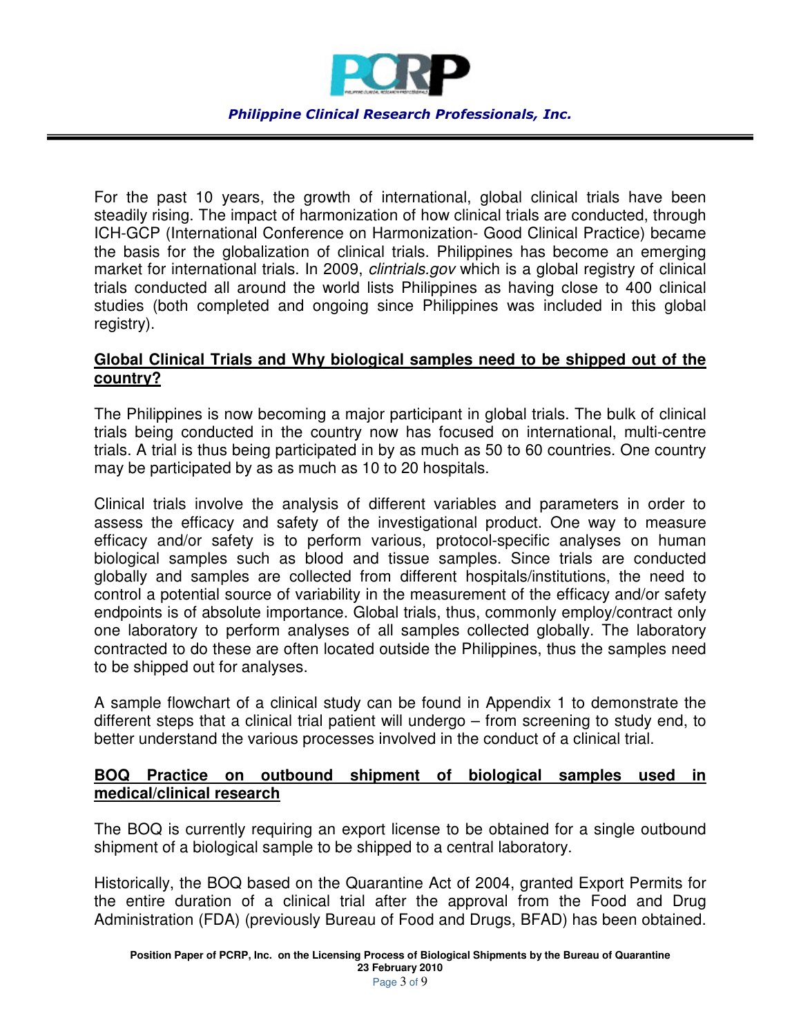For the past 10 years, the growth of international, global clinical trials have been steadily rising. The impact of harmonization of how clinical trials are conducted, through ICH-GCP (International Conference on Harmonization- Good Clinical Practice) became the basis for the globalization of clinical trials. Philippines has become an emerging market for international trials. In 2009, *clintrials.gov* which is a global registry of clinical trials conducted all around the world lists Philippines as having close to 400 clinical studies (both completed and ongoing since Philippines was included in this global registry).

**Global Clinical Trials and Why biological samples need to be shipped out of the country?**

The Philippines is now becoming a major participant in global trials. The bulk of clinical trials being conducted in the country now has focused on international, multi-centre trials. A trial is thus being participated in by as much as 50 to 60 countries. One country may be participated by as as much as 10 to 20 hospitals.

Clinical trials involve the analysis of different variables and parameters in order to assess the efficacy and safety of the investigational product. One way to measure efficacy and/or safety is to perform various, protocol-specific analyses on human biological samples such as blood and tissue samples. Since trials are conducted globally and samples are collected from different hospitals/institutions, the need to control a potential source of variability in the measurement of the efficacy and/or safety endpoints is of absolute importance. Global trials, thus, commonly employ/contract only one laboratory to perform analyses of all samples collected globally. The laboratory contracted to do these are often located outside the Philippines, thus the samples need to be shipped out for analyses.

A sample flowchart of a clinical study can be found in Appendix 1 to demonstrate the different steps that a clinical trial patient will undergo – from screening to study end, to better understand the various processes involved in the conduct of a clinical trial.

**BOQ Practice on outbound shipment of biological samples used in medical/clinical research**

The BOQ is currently requiring an export license to be obtained for a single outbound shipment of a biological sample to be shipped to a central laboratory.

Historically, the BOQ based on the Quarantine Act of 2004, granted Export Permits for the entire duration of a clinical trial after the approval from the Food and Drug Administration (FDA) (previously Bureau of Food and Drugs, BFAD) has been obtained.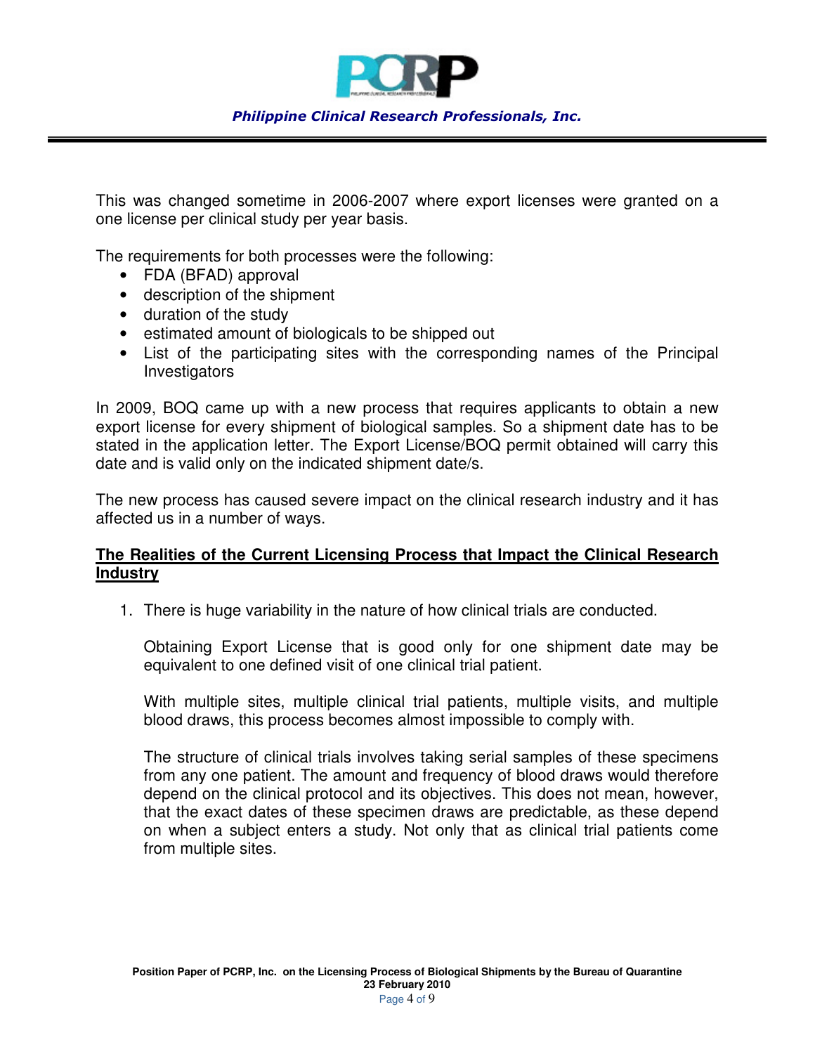This was changed sometime in 2006-2007 where export licenses were granted on a one license per clinical study per year basis.

The requirements for both processes were the following:

- FDA (BFAD) approval
- description of the shipment
- duration of the study
- estimated amount of biologicals to be shipped out
- List of the participating sites with the corresponding names of the Principal Investigators

In 2009, BOQ came up with a new process that requires applicants to obtain a new export license for every shipment of biological samples. So a shipment date has to be stated in the application letter. The Export License/BOQ permit obtained will carry this date and is valid only on the indicated shipment date/s.

The new process has caused severe impact on the clinical research industry and it has affected us in a number of ways.

**<u>The Realities of the Current Licensing Process that Impact the Clinical Research Industry</u>**

1. There is huge variability in the nature of how clinical trials are conducted.

   Obtaining Export License that is good only for one shipment date may be equivalent to one defined visit of one clinical trial patient.

   With multiple sites, multiple clinical trial patients, multiple visits, and multiple blood draws, this process becomes almost impossible to comply with.

   The structure of clinical trials involves taking serial samples of these specimens from any one patient. The amount and frequency of blood draws would therefore depend on the clinical protocol and its objectives. This does not mean, however, that the exact dates of these specimen draws are predictable, as these depend on when a subject enters a study. Not only that as clinical trial patients come from multiple sites.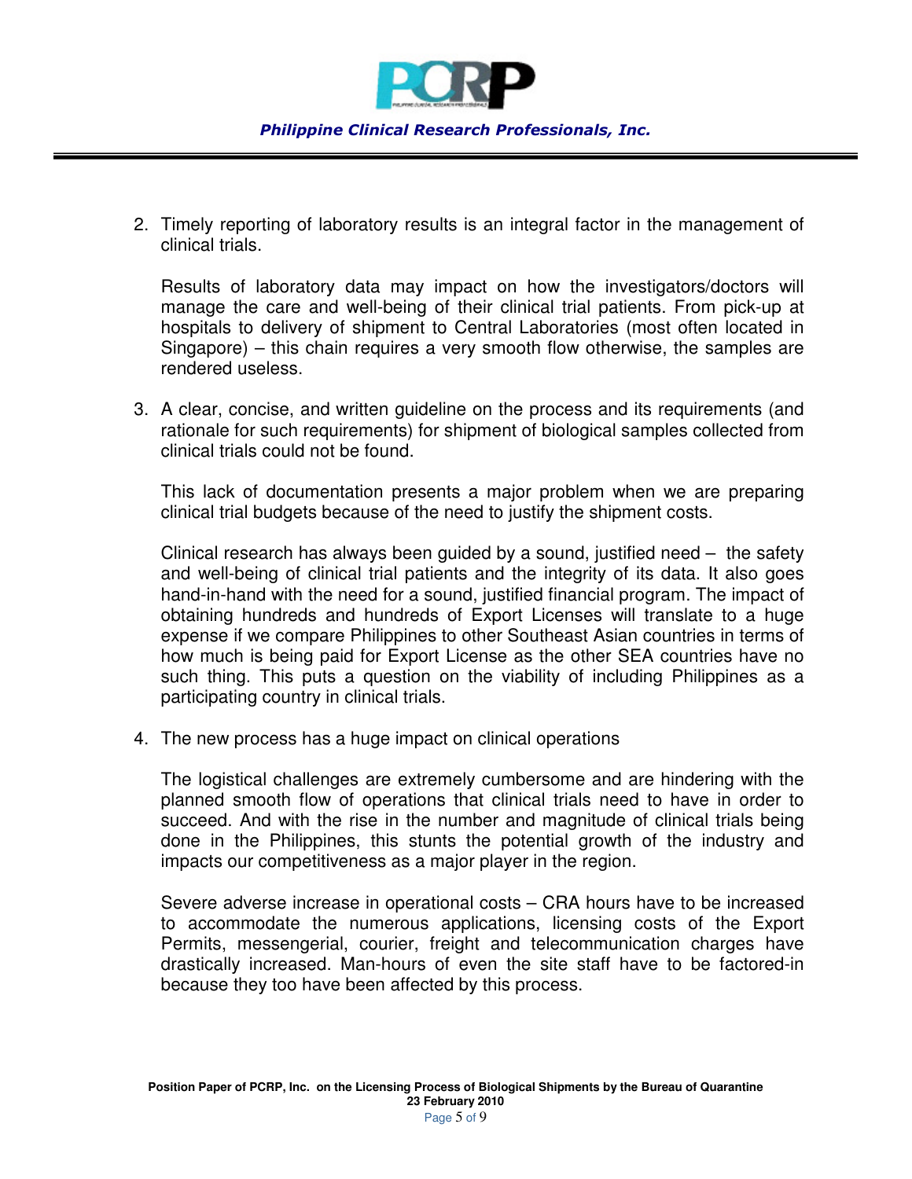2. Timely reporting of laboratory results is an integral factor in the management of clinical trials.

   Results of laboratory data may impact on how the investigators/doctors will manage the care and well-being of their clinical trial patients. From pick-up at hospitals to delivery of shipment to Central Laboratories (most often located in Singapore) – this chain requires a very smooth flow otherwise, the samples are rendered useless.

3. A clear, concise, and written guideline on the process and its requirements (and rationale for such requirements) for shipment of biological samples collected from clinical trials could not be found.

   This lack of documentation presents a major problem when we are preparing clinical trial budgets because of the need to justify the shipment costs.

   Clinical research has always been guided by a sound, justified need – the safety and well-being of clinical trial patients and the integrity of its data. It also goes hand-in-hand with the need for a sound, justified financial program. The impact of obtaining hundreds and hundreds of Export Licenses will translate to a huge expense if we compare Philippines to other Southeast Asian countries in terms of how much is being paid for Export License as the other SEA countries have no such thing. This puts a question on the viability of including Philippines as a participating country in clinical trials.

4. The new process has a huge impact on clinical operations

   The logistical challenges are extremely cumbersome and are hindering with the planned smooth flow of operations that clinical trials need to have in order to succeed. And with the rise in the number and magnitude of clinical trials being done in the Philippines, this stunts the potential growth of the industry and impacts our competitiveness as a major player in the region.

   Severe adverse increase in operational costs – CRA hours have to be increased to accommodate the numerous applications, licensing costs of the Export Permits, messengerial, courier, freight and telecommunication charges have drastically increased. Man-hours of even the site staff have to be factored-in because they too have been affected by this process.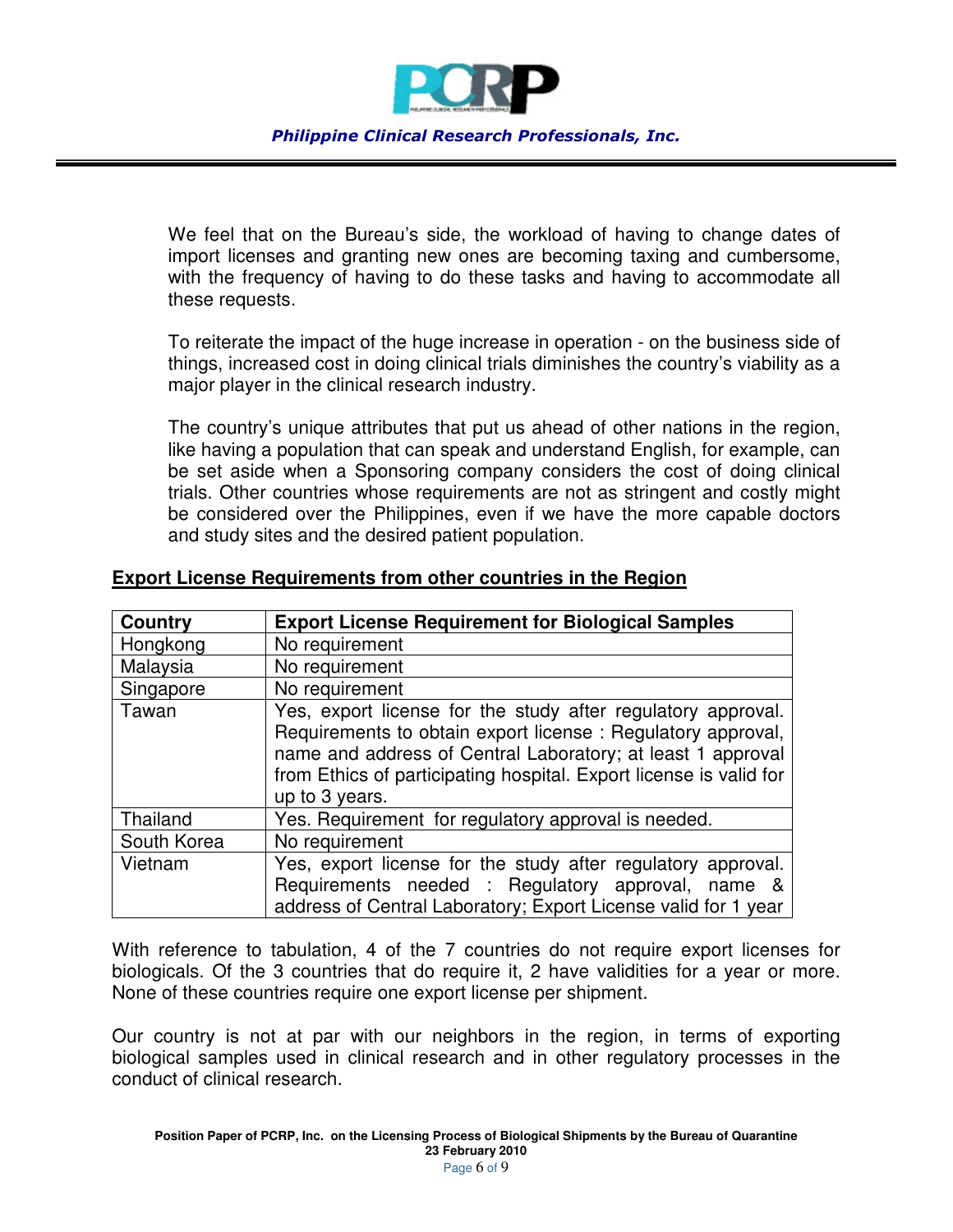We feel that on the Bureau's side, the workload of having to change dates of import licenses and granting new ones are becoming taxing and cumbersome, with the frequency of having to do these tasks and having to accommodate all these requests.

To reiterate the impact of the huge increase in operation - on the business side of things, increased cost in doing clinical trials diminishes the country's viability as a major player in the clinical research industry.

The country's unique attributes that put us ahead of other nations in the region, like having a population that can speak and understand English, for example, can be set aside when a Sponsoring company considers the cost of doing clinical trials. Other countries whose requirements are not as stringent and costly might be considered over the Philippines, even if we have the more capable doctors and study sites and the desired patient population.

**Export License Requirements from other countries in the Region**

| Country | Export License Requirement for Biological Samples |
|---|---|
| Hongkong | No requirement |
| Malaysia | No requirement |
| Singapore | No requirement |
| Tawan | Yes, export license for the study after regulatory approval. Requirements to obtain export license : Regulatory approval, name and address of Central Laboratory; at least 1 approval from Ethics of participating hospital. Export license is valid for up to 3 years. |
| Thailand | Yes. Requirement for regulatory approval is needed. |
| South Korea | No requirement |
| Vietnam | Yes, export license for the study after regulatory approval. Requirements needed : Regulatory approval, name & address of Central Laboratory; Export License valid for 1 year |

With reference to tabulation, 4 of the 7 countries do not require export licenses for biologicals. Of the 3 countries that do require it, 2 have validities for a year or more. None of these countries require one export license per shipment.

Our country is not at par with our neighbors in the region, in terms of exporting biological samples used in clinical research and in other regulatory processes in the conduct of clinical research.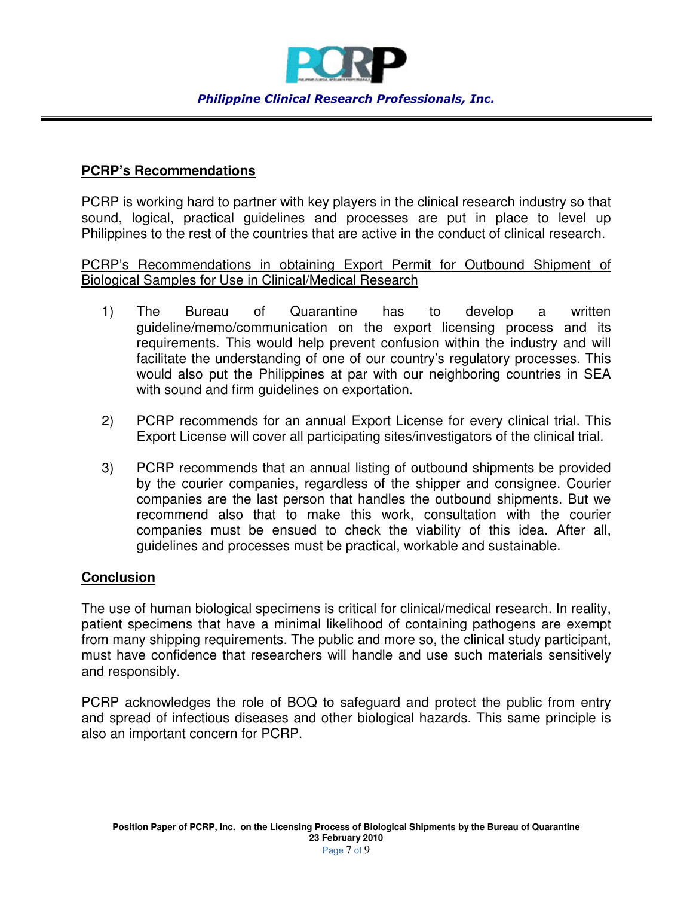## PCRP's Recommendations

PCRP is working hard to partner with key players in the clinical research industry so that sound, logical, practical guidelines and processes are put in place to level up Philippines to the rest of the countries that are active in the conduct of clinical research.

PCRP's Recommendations in obtaining Export Permit for Outbound Shipment of Biological Samples for Use in Clinical/Medical Research

1) The Bureau of Quarantine has to develop a written guideline/memo/communication on the export licensing process and its requirements. This would help prevent confusion within the industry and will facilitate the understanding of one of our country's regulatory processes. This would also put the Philippines at par with our neighboring countries in SEA with sound and firm guidelines on exportation.

2) PCRP recommends for an annual Export License for every clinical trial. This Export License will cover all participating sites/investigators of the clinical trial.

3) PCRP recommends that an annual listing of outbound shipments be provided by the courier companies, regardless of the shipper and consignee. Courier companies are the last person that handles the outbound shipments. But we recommend also that to make this work, consultation with the courier companies must be ensued to check the viability of this idea. After all, guidelines and processes must be practical, workable and sustainable.

## Conclusion

The use of human biological specimens is critical for clinical/medical research. In reality, patient specimens that have a minimal likelihood of containing pathogens are exempt from many shipping requirements. The public and more so, the clinical study participant, must have confidence that researchers will handle and use such materials sensitively and responsibly.

PCRP acknowledges the role of BOQ to safeguard and protect the public from entry and spread of infectious diseases and other biological hazards. This same principle is also an important concern for PCRP.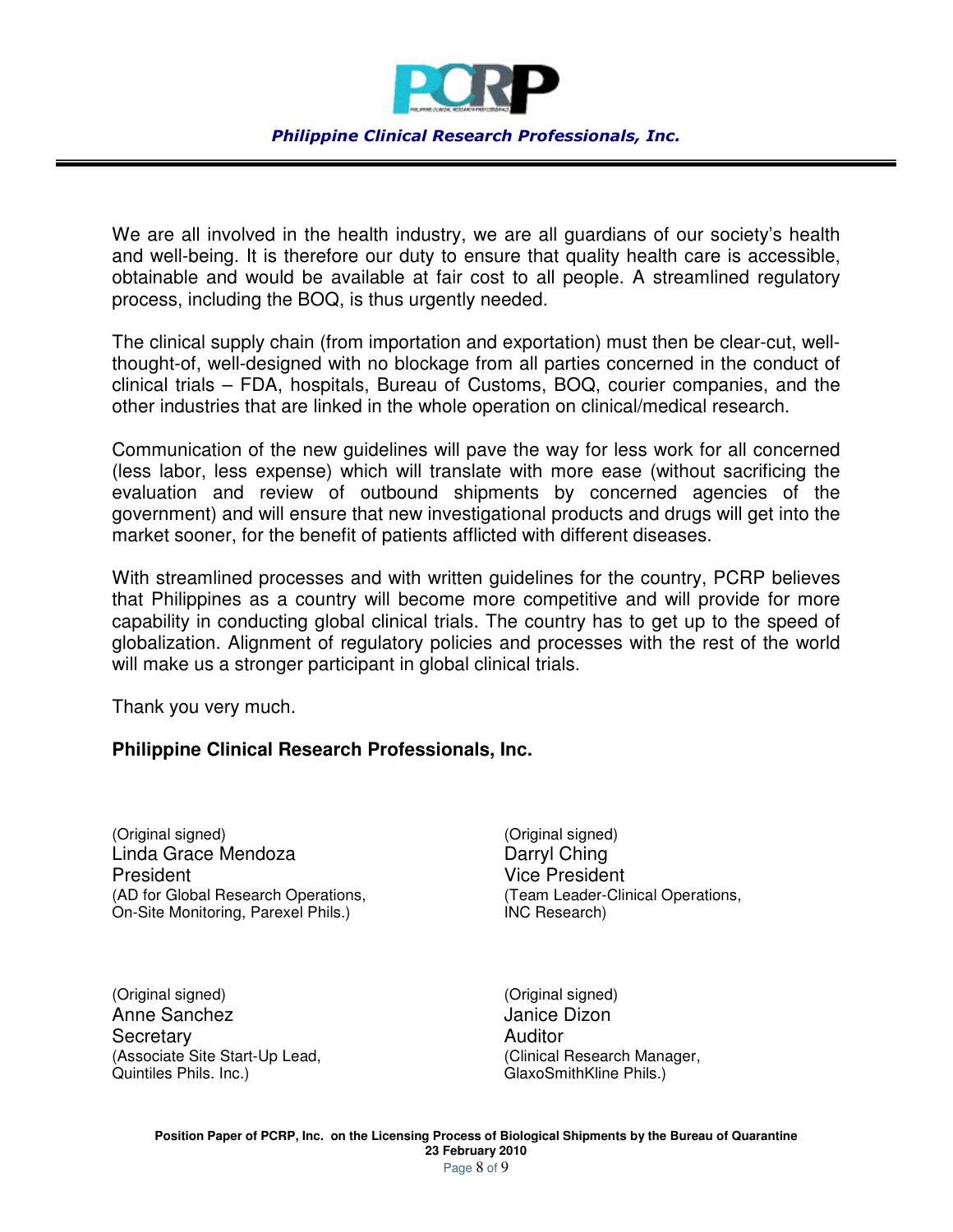We are all involved in the health industry, we are all guardians of our society's health and well-being. It is therefore our duty to ensure that quality health care is accessible, obtainable and would be available at fair cost to all people. A streamlined regulatory process, including the BOQ, is thus urgently needed.

The clinical supply chain (from importation and exportation) must then be clear-cut, well-thought-of, well-designed with no blockage from all parties concerned in the conduct of clinical trials – FDA, hospitals, Bureau of Customs, BOQ, courier companies, and the other industries that are linked in the whole operation on clinical/medical research.

Communication of the new guidelines will pave the way for less work for all concerned (less labor, less expense) which will translate with more ease (without sacrificing the evaluation and review of outbound shipments by concerned agencies of the government) and will ensure that new investigational products and drugs will get into the market sooner, for the benefit of patients afflicted with different diseases.

With streamlined processes and with written guidelines for the country, PCRP believes that Philippines as a country will become more competitive and will provide for more capability in conducting global clinical trials. The country has to get up to the speed of globalization. Alignment of regulatory policies and processes with the rest of the world will make us a stronger participant in global clinical trials.

Thank you very much.

**Philippine Clinical Research Professionals, Inc.**

(Original signed)
Linda Grace Mendoza
President
(AD for Global Research Operations, On-Site Monitoring, Parexel Phils.)

(Original signed)
Darryl Ching
Vice President
(Team Leader-Clinical Operations, INC Research)

(Original signed)
Anne Sanchez
Secretary
(Associate Site Start-Up Lead, Quintiles Phils. Inc.)

(Original signed)
Janice Dizon
Auditor
(Clinical Research Manager, GlaxoSmithKline Phils.)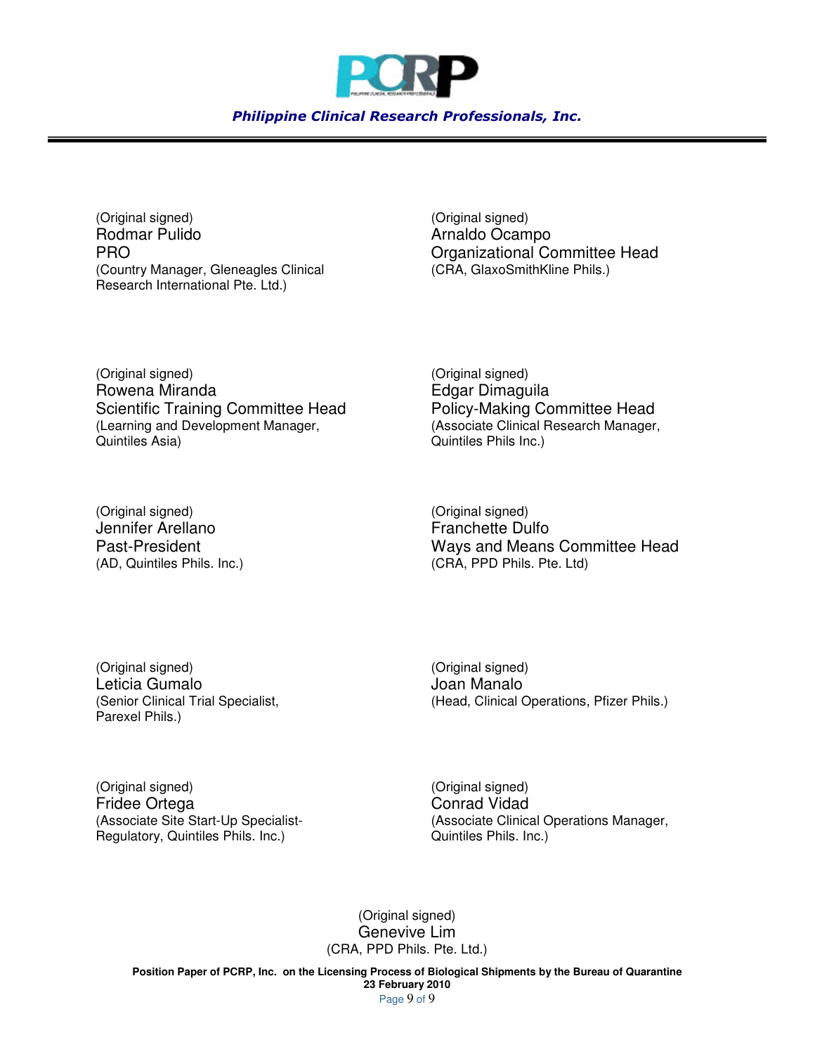(Original signed)
Rodmar Pulido
PRO
(Country Manager, Gleneagles Clinical Research International Pte. Ltd.)

(Original signed)
Arnaldo Ocampo
Organizational Committee Head
(CRA, GlaxoSmithKline Phils.)

(Original signed)
Rowena Miranda
Scientific Training Committee Head
(Learning and Development Manager, Quintiles Asia)

(Original signed)
Edgar Dimaguila
Policy-Making Committee Head
(Associate Clinical Research Manager, Quintiles Phils Inc.)

(Original signed)
Jennifer Arellano
Past-President
(AD, Quintiles Phils. Inc.)

(Original signed)
Franchette Dulfo
Ways and Means Committee Head
(CRA, PPD Phils. Pte. Ltd)

(Original signed)
Leticia Gumalo
(Senior Clinical Trial Specialist, Parexel Phils.)

(Original signed)
Joan Manalo
(Head, Clinical Operations, Pfizer Phils.)

(Original signed)
Fridee Ortega
(Associate Site Start-Up Specialist-Regulatory, Quintiles Phils. Inc.)

(Original signed)
Conrad Vidad
(Associate Clinical Operations Manager, Quintiles Phils. Inc.)

(Original signed)
Genevive Lim
(CRA, PPD Phils. Pte. Ltd.)